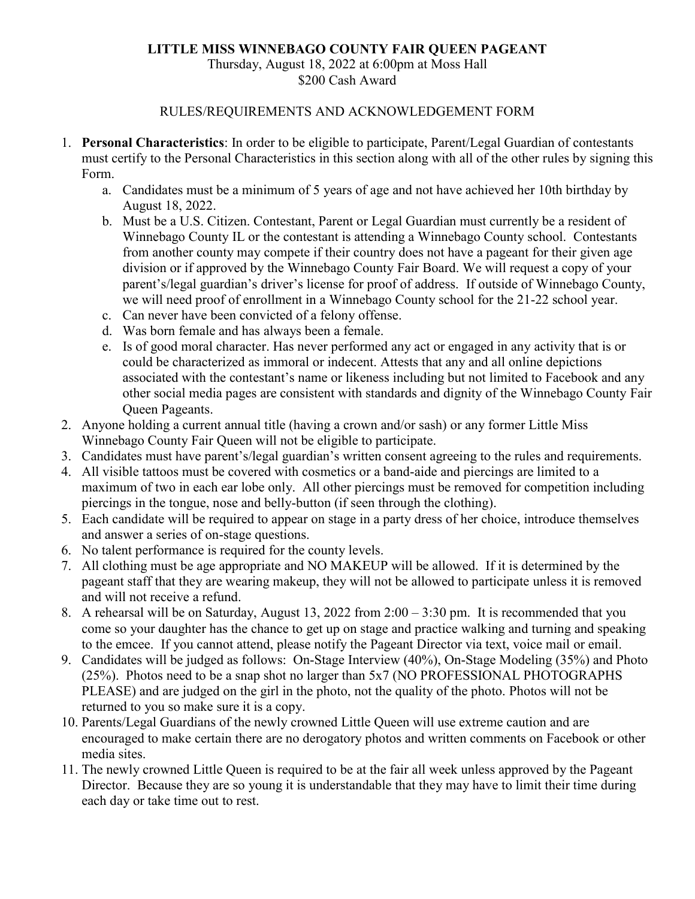# LITTLE MISS WINNEBAGO COUNTY FAIR QUEEN PAGEANT

Thursday, August 18, 2022 at 6:00pm at Moss Hall
$200 Cash Award

## RULES/REQUIREMENTS AND ACKNOWLEDGEMENT FORM

1. **Personal Characteristics**: In order to be eligible to participate, Parent/Legal Guardian of contestants must certify to the Personal Characteristics in this section along with all of the other rules by signing this Form.
   a. Candidates must be a minimum of 5 years of age and not have achieved her 10th birthday by August 18, 2022.
   b. Must be a U.S. Citizen. Contestant, Parent or Legal Guardian must currently be a resident of Winnebago County IL or the contestant is attending a Winnebago County school. Contestants from another county may compete if their country does not have a pageant for their given age division or if approved by the Winnebago County Fair Board. We will request a copy of your parent's/legal guardian's driver's license for proof of address. If outside of Winnebago County, we will need proof of enrollment in a Winnebago County school for the 21-22 school year.
   c. Can never have been convicted of a felony offense.
   d. Was born female and has always been a female.
   e. Is of good moral character. Has never performed any act or engaged in any activity that is or could be characterized as immoral or indecent. Attests that any and all online depictions associated with the contestant's name or likeness including but not limited to Facebook and any other social media pages are consistent with standards and dignity of the Winnebago County Fair Queen Pageants.
2. Anyone holding a current annual title (having a crown and/or sash) or any former Little Miss Winnebago County Fair Queen will not be eligible to participate.
3. Candidates must have parent's/legal guardian's written consent agreeing to the rules and requirements.
4. All visible tattoos must be covered with cosmetics or a band-aide and piercings are limited to a maximum of two in each ear lobe only. All other piercings must be removed for competition including piercings in the tongue, nose and belly-button (if seen through the clothing).
5. Each candidate will be required to appear on stage in a party dress of her choice, introduce themselves and answer a series of on-stage questions.
6. No talent performance is required for the county levels.
7. All clothing must be age appropriate and NO MAKEUP will be allowed. If it is determined by the pageant staff that they are wearing makeup, they will not be allowed to participate unless it is removed and will not receive a refund.
8. A rehearsal will be on Saturday, August 13, 2022 from 2:00 – 3:30 pm. It is recommended that you come so your daughter has the chance to get up on stage and practice walking and turning and speaking to the emcee. If you cannot attend, please notify the Pageant Director via text, voice mail or email.
9. Candidates will be judged as follows: On-Stage Interview (40%), On-Stage Modeling (35%) and Photo (25%). Photos need to be a snap shot no larger than 5x7 (NO PROFESSIONAL PHOTOGRAPHS PLEASE) and are judged on the girl in the photo, not the quality of the photo. Photos will not be returned to you so make sure it is a copy.
10. Parents/Legal Guardians of the newly crowned Little Queen will use extreme caution and are encouraged to make certain there are no derogatory photos and written comments on Facebook or other media sites.
11. The newly crowned Little Queen is required to be at the fair all week unless approved by the Pageant Director. Because they are so young it is understandable that they may have to limit their time during each day or take time out to rest.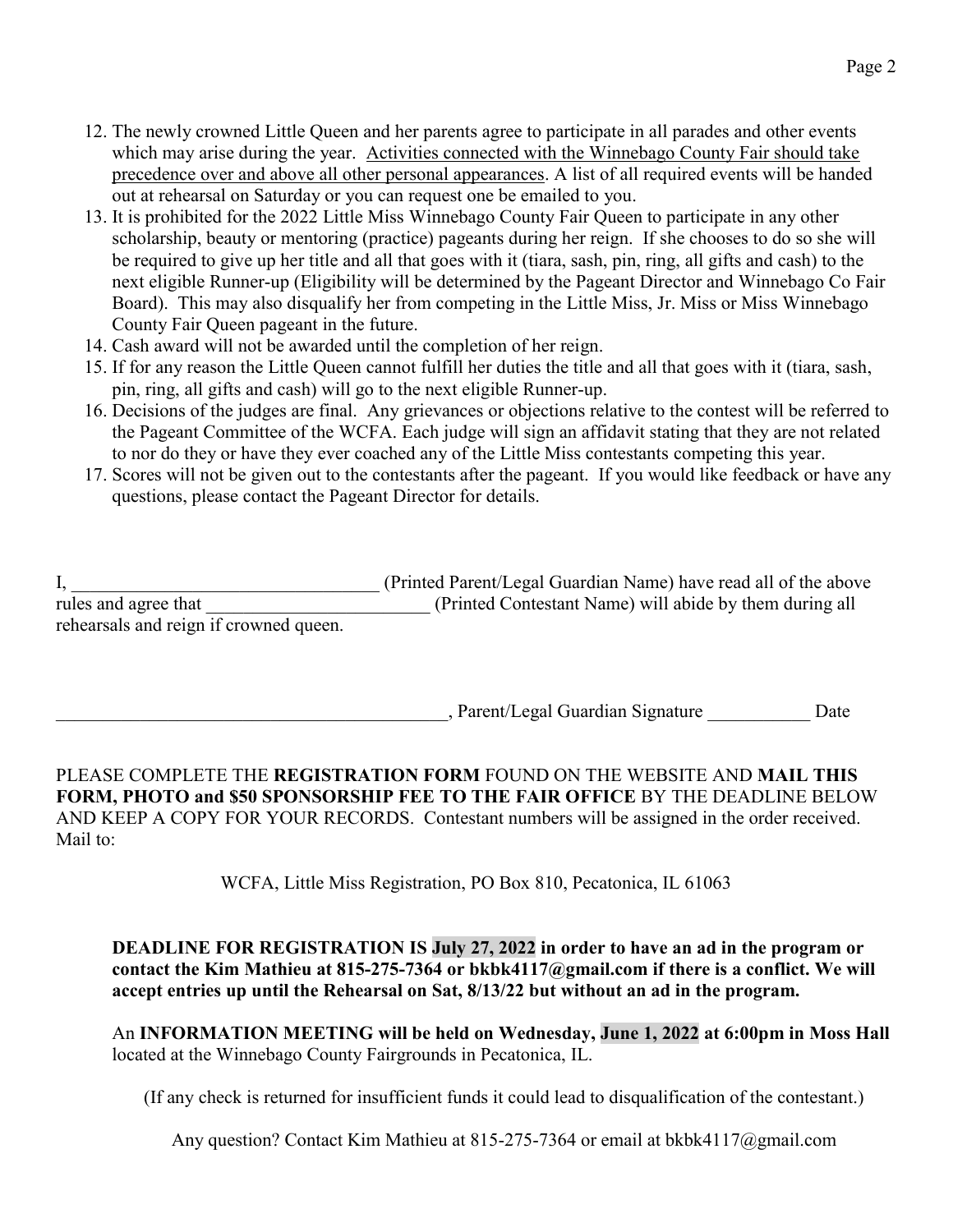12. The newly crowned Little Queen and her parents agree to participate in all parades and other events which may arise during the year. <u>Activities connected with the Winnebago County Fair should take precedence over and above all other personal appearances</u>. A list of all required events will be handed out at rehearsal on Saturday or you can request one be emailed to you.
13. It is prohibited for the 2022 Little Miss Winnebago County Fair Queen to participate in any other scholarship, beauty or mentoring (practice) pageants during her reign. If she chooses to do so she will be required to give up her title and all that goes with it (tiara, sash, pin, ring, all gifts and cash) to the next eligible Runner-up (Eligibility will be determined by the Pageant Director and Winnebago Co Fair Board). This may also disqualify her from competing in the Little Miss, Jr. Miss or Miss Winnebago County Fair Queen pageant in the future.
14. Cash award will not be awarded until the completion of her reign.
15. If for any reason the Little Queen cannot fulfill her duties the title and all that goes with it (tiara, sash, pin, ring, all gifts and cash) will go to the next eligible Runner-up.
16. Decisions of the judges are final. Any grievances or objections relative to the contest will be referred to the Pageant Committee of the WCFA. Each judge will sign an affidavit stating that they are not related to nor do they or have they ever coached any of the Little Miss contestants competing this year.
17. Scores will not be given out to the contestants after the pageant. If you would like feedback or have any questions, please contact the Pageant Director for details.

I, __________________________________ (Printed Parent/Legal Guardian Name) have read all of the above rules and agree that ________________________ (Printed Contestant Name) will abide by them during all rehearsals and reign if crowned queen.

__________________________________________, Parent/Legal Guardian Signature ___________ Date

PLEASE COMPLETE THE **REGISTRATION FORM** FOUND ON THE WEBSITE AND **MAIL THIS FORM, PHOTO and $50 SPONSORSHIP FEE TO THE FAIR OFFICE** BY THE DEADLINE BELOW AND KEEP A COPY FOR YOUR RECORDS. Contestant numbers will be assigned in the order received. Mail to:

WCFA, Little Miss Registration, PO Box 810, Pecatonica, IL 61063

**DEADLINE FOR REGISTRATION IS July 27, 2022 in order to have an ad in the program or contact the Kim Mathieu at 815-275-7364 or bkbk4117@gmail.com if there is a conflict. We will accept entries up until the Rehearsal on Sat, 8/13/22 but without an ad in the program.**

An **INFORMATION MEETING will be held on Wednesday, June 1, 2022 at 6:00pm in Moss Hall** located at the Winnebago County Fairgrounds in Pecatonica, IL.

(If any check is returned for insufficient funds it could lead to disqualification of the contestant.)

Any question? Contact Kim Mathieu at 815-275-7364 or email at bkbk4117@gmail.com